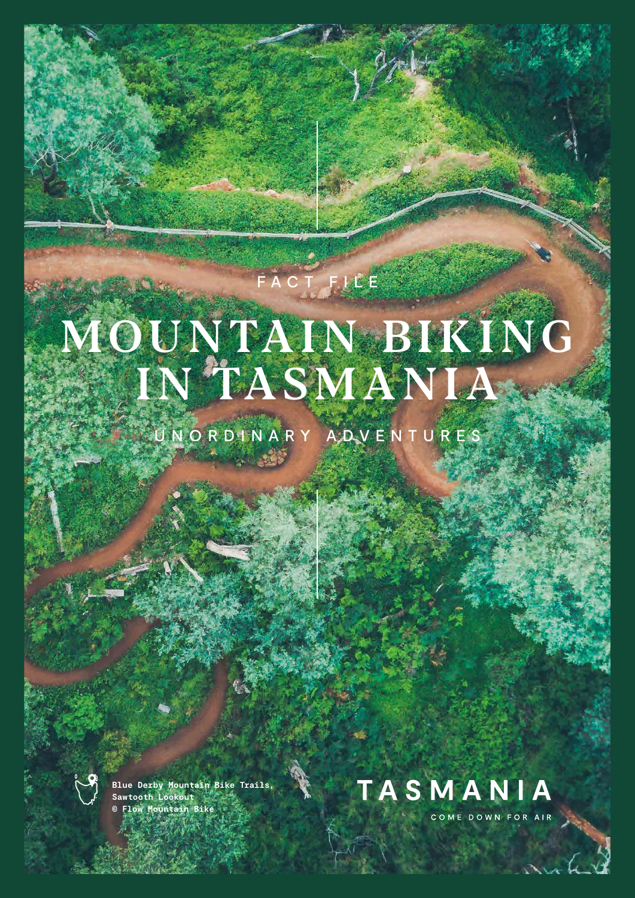FACT FILE

# MOUNTAIN BIKING IN TASMANIA

UNORDINARY ADVENTURES

Blue Derby Mountain Bike Trails, Sawtooth Lookout
© Flow Mountain Bike

TASMANIA
COME DOWN FOR AIR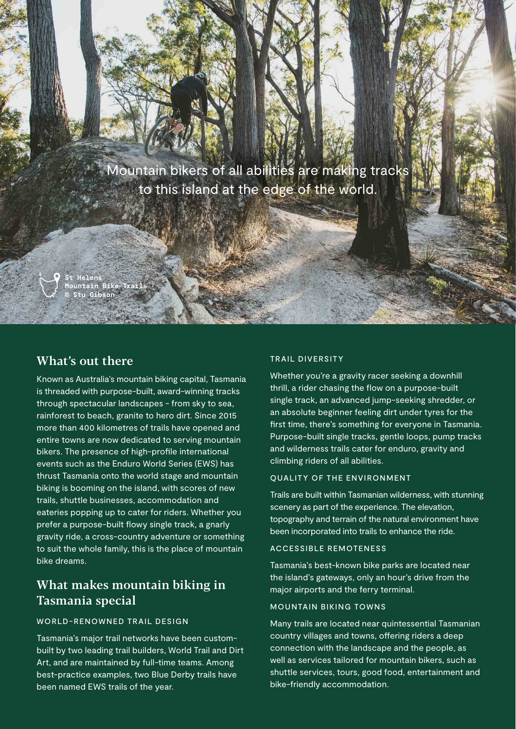Mountain bikers of all abilities are making tracks to this island at the edge of the world.

St Helens
Mountain Bike Trails
© Stu Gibson

## What's out there

Known as Australia's mountain biking capital, Tasmania is threaded with purpose-built, award-winning tracks through spectacular landscapes - from sky to sea, rainforest to beach, granite to hero dirt. Since 2015 more than 400 kilometres of trails have opened and entire towns are now dedicated to serving mountain bikers. The presence of high-profile international events such as the Enduro World Series (EWS) has thrust Tasmania onto the world stage and mountain biking is booming on the island, with scores of new trails, shuttle businesses, accommodation and eateries popping up to cater for riders. Whether you prefer a purpose-built flowy single track, a gnarly gravity ride, a cross-country adventure or something to suit the whole family, this is the place of mountain bike dreams.

## What makes mountain biking in Tasmania special

### WORLD-RENOWNED TRAIL DESIGN

Tasmania's major trail networks have been custom-built by two leading trail builders, World Trail and Dirt Art, and are maintained by full-time teams. Among best-practice examples, two Blue Derby trails have been named EWS trails of the year.

### TRAIL DIVERSITY

Whether you're a gravity racer seeking a downhill thrill, a rider chasing the flow on a purpose-built single track, an advanced jump-seeking shredder, or an absolute beginner feeling dirt under tyres for the first time, there's something for everyone in Tasmania. Purpose-built single tracks, gentle loops, pump tracks and wilderness trails cater for enduro, gravity and climbing riders of all abilities.

### QUALITY OF THE ENVIRONMENT

Trails are built within Tasmanian wilderness, with stunning scenery as part of the experience. The elevation, topography and terrain of the natural environment have been incorporated into trails to enhance the ride.

### ACCESSIBLE REMOTENESS

Tasmania's best-known bike parks are located near the island's gateways, only an hour's drive from the major airports and the ferry terminal.

### MOUNTAIN BIKING TOWNS

Many trails are located near quintessential Tasmanian country villages and towns, offering riders a deep connection with the landscape and the people, as well as services tailored for mountain bikers, such as shuttle services, tours, good food, entertainment and bike-friendly accommodation.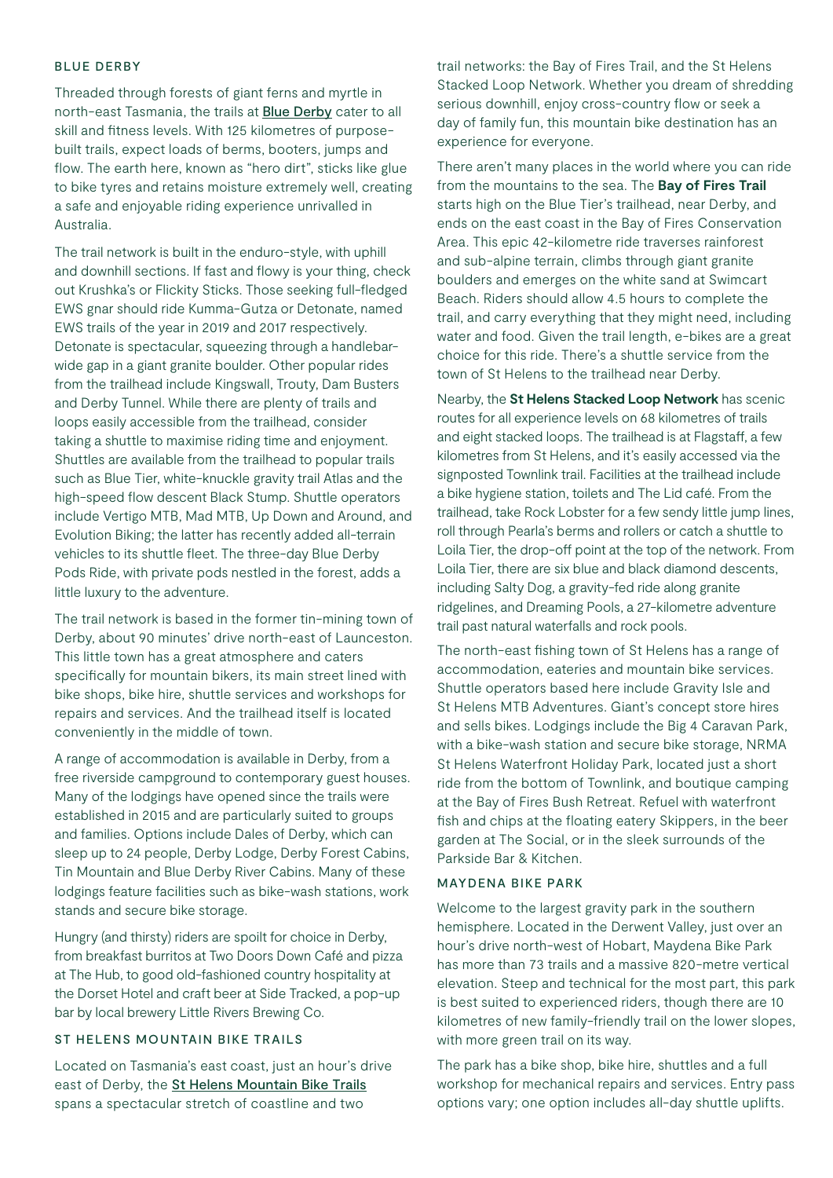## BLUE DERBY

Threaded through forests of giant ferns and myrtle in north-east Tasmania, the trails at [Blue Derby] cater to all skill and fitness levels. With 125 kilometres of purpose-built trails, expect loads of berms, booters, jumps and flow. The earth here, known as "hero dirt", sticks like glue to bike tyres and retains moisture extremely well, creating a safe and enjoyable riding experience unrivalled in Australia.

The trail network is built in the enduro-style, with uphill and downhill sections. If fast and flowy is your thing, check out Krushka's or Flickity Sticks. Those seeking full-fledged EWS gnar should ride Kumma-Gutza or Detonate, named EWS trails of the year in 2019 and 2017 respectively. Detonate is spectacular, squeezing through a handlebar-wide gap in a giant granite boulder. Other popular rides from the trailhead include Kingswall, Trouty, Dam Busters and Derby Tunnel. While there are plenty of trails and loops easily accessible from the trailhead, consider taking a shuttle to maximise riding time and enjoyment. Shuttles are available from the trailhead to popular trails such as Blue Tier, white-knuckle gravity trail Atlas and the high-speed flow descent Black Stump. Shuttle operators include Vertigo MTB, Mad MTB, Up Down and Around, and Evolution Biking; the latter has recently added all-terrain vehicles to its shuttle fleet. The three-day Blue Derby Pods Ride, with private pods nestled in the forest, adds a little luxury to the adventure.

The trail network is based in the former tin-mining town of Derby, about 90 minutes' drive north-east of Launceston. This little town has a great atmosphere and caters specifically for mountain bikers, its main street lined with bike shops, bike hire, shuttle services and workshops for repairs and services. And the trailhead itself is located conveniently in the middle of town.

A range of accommodation is available in Derby, from a free riverside campground to contemporary guest houses. Many of the lodgings have opened since the trails were established in 2015 and are particularly suited to groups and families. Options include Dales of Derby, which can sleep up to 24 people, Derby Lodge, Derby Forest Cabins, Tin Mountain and Blue Derby River Cabins. Many of these lodgings feature facilities such as bike-wash stations, work stands and secure bike storage.

Hungry (and thirsty) riders are spoilt for choice in Derby, from breakfast burritos at Two Doors Down Café and pizza at The Hub, to good old-fashioned country hospitality at the Dorset Hotel and craft beer at Side Tracked, a pop-up bar by local brewery Little Rivers Brewing Co.

## ST HELENS MOUNTAIN BIKE TRAILS

Located on Tasmania's east coast, just an hour's drive east of Derby, the [St Helens Mountain Bike Trails] spans a spectacular stretch of coastline and two trail networks: the Bay of Fires Trail, and the St Helens Stacked Loop Network. Whether you dream of shredding serious downhill, enjoy cross-country flow or seek a day of family fun, this mountain bike destination has an experience for everyone.

There aren't many places in the world where you can ride from the mountains to the sea. The **Bay of Fires Trail** starts high on the Blue Tier's trailhead, near Derby, and ends on the east coast in the Bay of Fires Conservation Area. This epic 42-kilometre ride traverses rainforest and sub-alpine terrain, climbs through giant granite boulders and emerges on the white sand at Swimcart Beach. Riders should allow 4.5 hours to complete the trail, and carry everything that they might need, including water and food. Given the trail length, e-bikes are a great choice for this ride. There's a shuttle service from the town of St Helens to the trailhead near Derby.

Nearby, the **St Helens Stacked Loop Network** has scenic routes for all experience levels on 68 kilometres of trails and eight stacked loops. The trailhead is at Flagstaff, a few kilometres from St Helens, and it's easily accessed via the signposted Townlink trail. Facilities at the trailhead include a bike hygiene station, toilets and The Lid café. From the trailhead, take Rock Lobster for a few sendy little jump lines, roll through Pearla's berms and rollers or catch a shuttle to Loila Tier, the drop-off point at the top of the network. From Loila Tier, there are six blue and black diamond descents, including Salty Dog, a gravity-fed ride along granite ridgelines, and Dreaming Pools, a 27-kilometre adventure trail past natural waterfalls and rock pools.

The north-east fishing town of St Helens has a range of accommodation, eateries and mountain bike services. Shuttle operators based here include Gravity Isle and St Helens MTB Adventures. Giant's concept store hires and sells bikes. Lodgings include the Big 4 Caravan Park, with a bike-wash station and secure bike storage, NRMA St Helens Waterfront Holiday Park, located just a short ride from the bottom of Townlink, and boutique camping at the Bay of Fires Bush Retreat. Refuel with waterfront fish and chips at the floating eatery Skippers, in the beer garden at The Social, or in the sleek surrounds of the Parkside Bar & Kitchen.

## MAYDENA BIKE PARK

Welcome to the largest gravity park in the southern hemisphere. Located in the Derwent Valley, just over an hour's drive north-west of Hobart, Maydena Bike Park has more than 73 trails and a massive 820-metre vertical elevation. Steep and technical for the most part, this park is best suited to experienced riders, though there are 10 kilometres of new family-friendly trail on the lower slopes, with more green trail on its way.

The park has a bike shop, bike hire, shuttles and a full workshop for mechanical repairs and services. Entry pass options vary; one option includes all-day shuttle uplifts.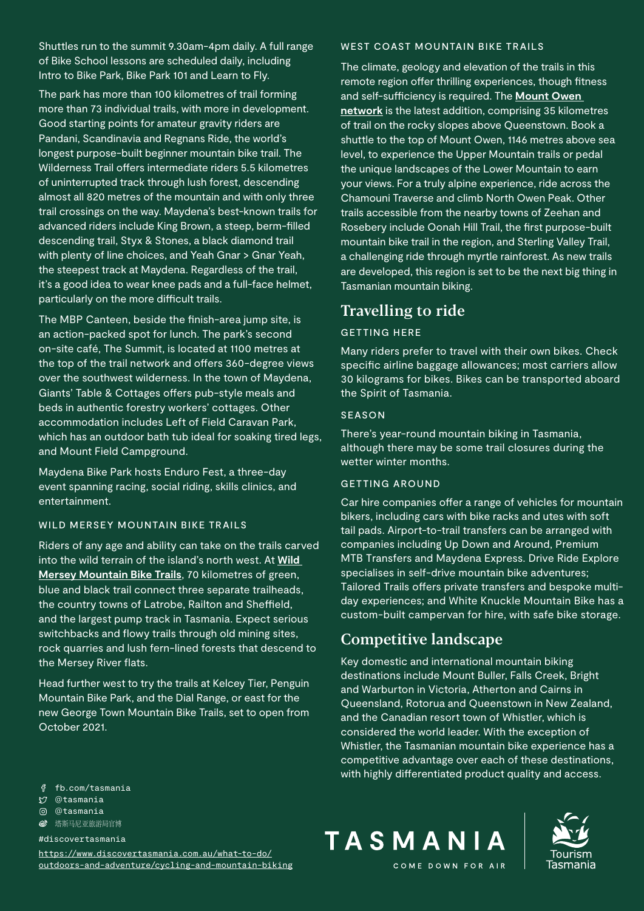Shuttles run to the summit 9.30am-4pm daily. A full range of Bike School lessons are scheduled daily, including Intro to Bike Park, Bike Park 101 and Learn to Fly.

The park has more than 100 kilometres of trail forming more than 73 individual trails, with more in development. Good starting points for amateur gravity riders are Pandani, Scandinavia and Regnans Ride, the world's longest purpose-built beginner mountain bike trail. The Wilderness Trail offers intermediate riders 5.5 kilometres of uninterrupted track through lush forest, descending almost all 820 metres of the mountain and with only three trail crossings on the way. Maydena's best-known trails for advanced riders include King Brown, a steep, berm-filled descending trail, Styx & Stones, a black diamond trail with plenty of line choices, and Yeah Gnar > Gnar Yeah, the steepest track at Maydena. Regardless of the trail, it's a good idea to wear knee pads and a full-face helmet, particularly on the more difficult trails.

The MBP Canteen, beside the finish-area jump site, is an action-packed spot for lunch. The park's second on-site café, The Summit, is located at 1100 metres at the top of the trail network and offers 360-degree views over the southwest wilderness. In the town of Maydena, Giants' Table & Cottages offers pub-style meals and beds in authentic forestry workers' cottages. Other accommodation includes Left of Field Caravan Park, which has an outdoor bath tub ideal for soaking tired legs, and Mount Field Campground.

Maydena Bike Park hosts Enduro Fest, a three-day event spanning racing, social riding, skills clinics, and entertainment.

### WILD MERSEY MOUNTAIN BIKE TRAILS

Riders of any age and ability can take on the trails carved into the wild terrain of the island's north west. At **Wild Mersey Mountain Bike Trails**, 70 kilometres of green, blue and black trail connect three separate trailheads, the country towns of Latrobe, Railton and Sheffield, and the largest pump track in Tasmania. Expect serious switchbacks and flowy trails through old mining sites, rock quarries and lush fern-lined forests that descend to the Mersey River flats.

Head further west to try the trails at Kelcey Tier, Penguin Mountain Bike Park, and the Dial Range, or east for the new George Town Mountain Bike Trails, set to open from October 2021.

### WEST COAST MOUNTAIN BIKE TRAILS

The climate, geology and elevation of the trails in this remote region offer thrilling experiences, though fitness and self-sufficiency is required. The **Mount Owen network** is the latest addition, comprising 35 kilometres of trail on the rocky slopes above Queenstown. Book a shuttle to the top of Mount Owen, 1146 metres above sea level, to experience the Upper Mountain trails or pedal the unique landscapes of the Lower Mountain to earn your views. For a truly alpine experience, ride across the Chamouni Traverse and climb North Owen Peak. Other trails accessible from the nearby towns of Zeehan and Rosebery include Oonah Hill Trail, the first purpose-built mountain bike trail in the region, and Sterling Valley Trail, a challenging ride through myrtle rainforest. As new trails are developed, this region is set to be the next big thing in Tasmanian mountain biking.

## Travelling to ride

### GETTING HERE

Many riders prefer to travel with their own bikes. Check specific airline baggage allowances; most carriers allow 30 kilograms for bikes. Bikes can be transported aboard the Spirit of Tasmania.

### SEASON

There's year-round mountain biking in Tasmania, although there may be some trail closures during the wetter winter months.

### GETTING AROUND

Car hire companies offer a range of vehicles for mountain bikers, including cars with bike racks and utes with soft tail pads. Airport-to-trail transfers can be arranged with companies including Up Down and Around, Premium MTB Transfers and Maydena Express. Drive Ride Explore specialises in self-drive mountain bike adventures; Tailored Trails offers private transfers and bespoke multi-day experiences; and White Knuckle Mountain Bike has a custom-built campervan for hire, with safe bike storage.

## Competitive landscape

Key domestic and international mountain biking destinations include Mount Buller, Falls Creek, Bright and Warburton in Victoria, Atherton and Cairns in Queensland, Rotorua and Queenstown in New Zealand, and the Canadian resort town of Whistler, which is considered the world leader. With the exception of Whistler, the Tasmanian mountain bike experience has a competitive advantage over each of these destinations, with highly differentiated product quality and access.

fb.com/tasmania
@tasmania
@tasmania
塔斯马尼亚旅游局官博

#discovertasmania

https://www.discovertasmania.com.au/what-to-do/outdoors-and-adventure/cycling-and-mountain-biking

TASMANIA
COME DOWN FOR AIR

Tourism Tasmania